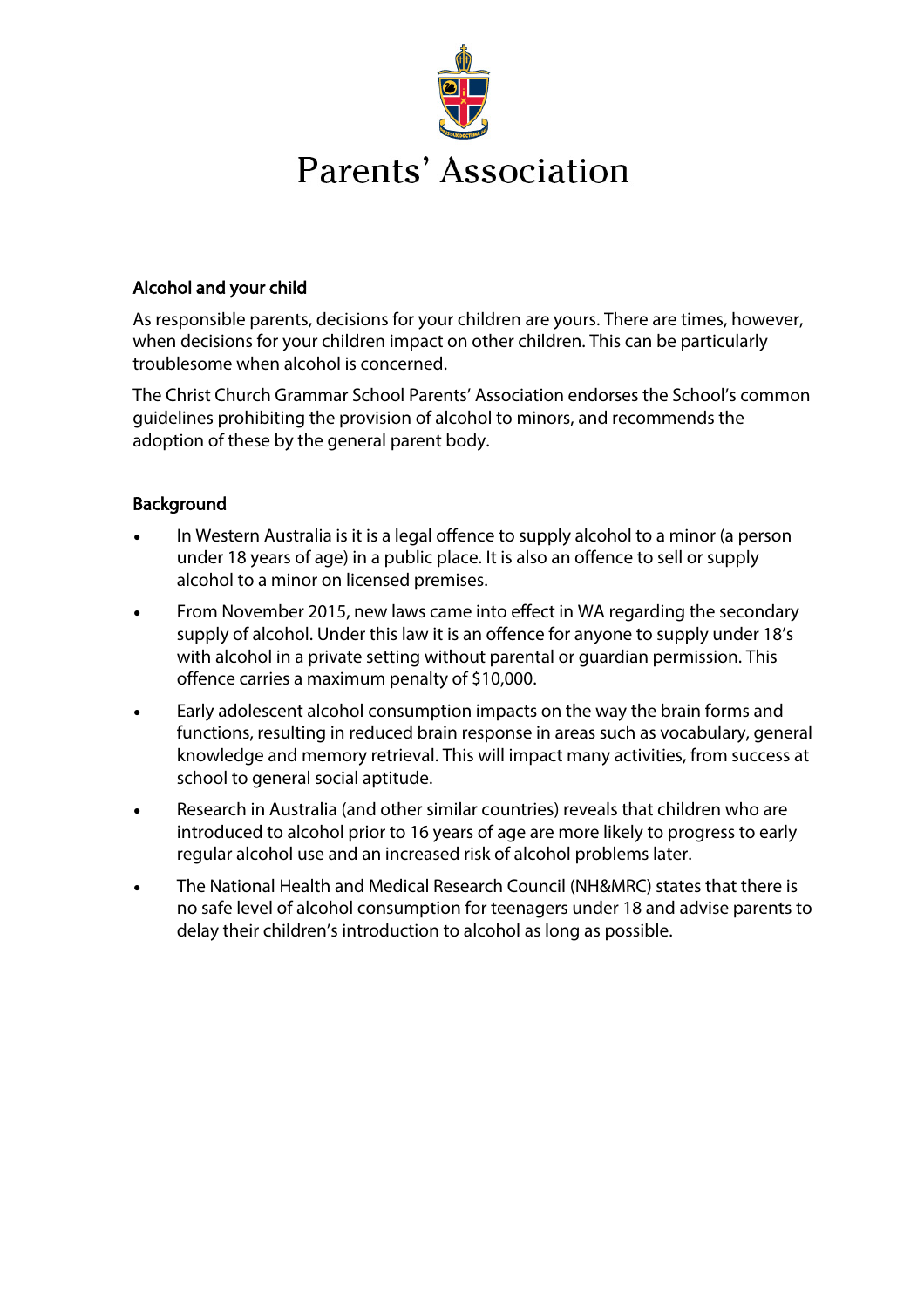# Parents' Association

## Alcohol and your child

As responsible parents, decisions for your children are yours. There are times, however, when decisions for your children impact on other children. This can be particularly troublesome when alcohol is concerned.

The Christ Church Grammar School Parents' Association endorses the School's common guidelines prohibiting the provision of alcohol to minors, and recommends the adoption of these by the general parent body.

## Background

- In Western Australia is it is a legal offence to supply alcohol to a minor (a person under 18 years of age) in a public place. It is also an offence to sell or supply alcohol to a minor on licensed premises.
- From November 2015, new laws came into effect in WA regarding the secondary supply of alcohol. Under this law it is an offence for anyone to supply under 18's with alcohol in a private setting without parental or guardian permission. This offence carries a maximum penalty of $10,000.
- Early adolescent alcohol consumption impacts on the way the brain forms and functions, resulting in reduced brain response in areas such as vocabulary, general knowledge and memory retrieval. This will impact many activities, from success at school to general social aptitude.
- Research in Australia (and other similar countries) reveals that children who are introduced to alcohol prior to 16 years of age are more likely to progress to early regular alcohol use and an increased risk of alcohol problems later.
- The National Health and Medical Research Council (NH&MRC) states that there is no safe level of alcohol consumption for teenagers under 18 and advise parents to delay their children's introduction to alcohol as long as possible.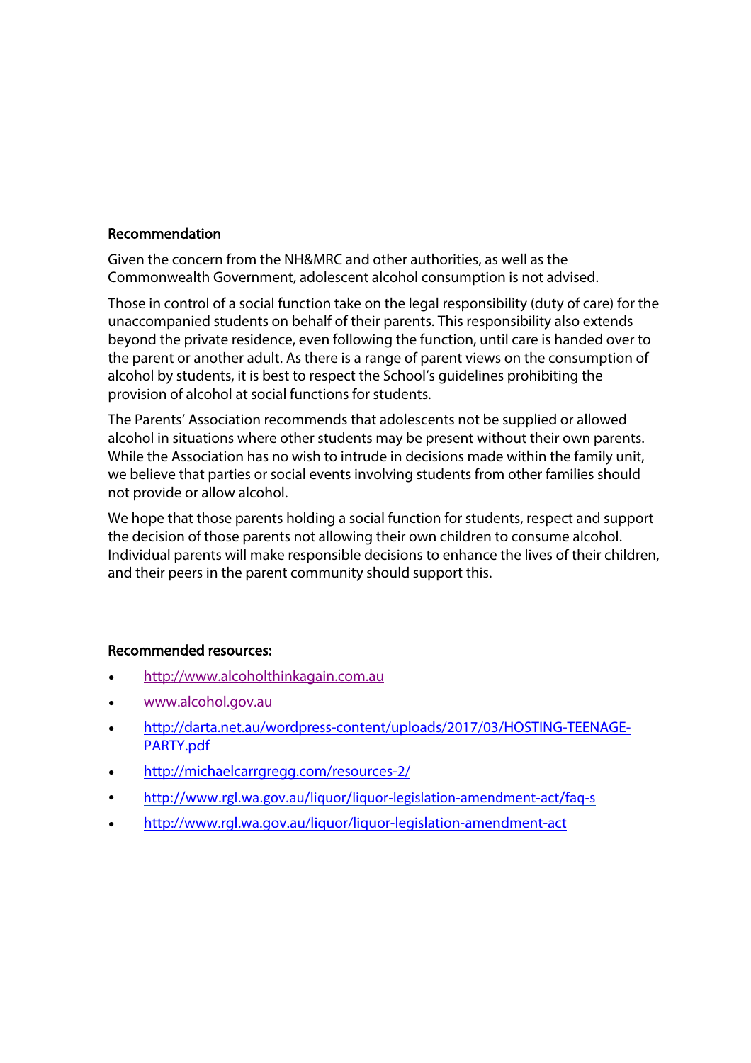**Recommendation**

Given the concern from the NH&MRC and other authorities, as well as the Commonwealth Government, adolescent alcohol consumption is not advised.

Those in control of a social function take on the legal responsibility (duty of care) for the unaccompanied students on behalf of their parents. This responsibility also extends beyond the private residence, even following the function, until care is handed over to the parent or another adult. As there is a range of parent views on the consumption of alcohol by students, it is best to respect the School's guidelines prohibiting the provision of alcohol at social functions for students.

The Parents' Association recommends that adolescents not be supplied or allowed alcohol in situations where other students may be present without their own parents. While the Association has no wish to intrude in decisions made within the family unit, we believe that parties or social events involving students from other families should not provide or allow alcohol.

We hope that those parents holding a social function for students, respect and support the decision of those parents not allowing their own children to consume alcohol. Individual parents will make responsible decisions to enhance the lives of their children, and their peers in the parent community should support this.

**Recommended resources:**

- http://www.alcoholthinkagain.com.au
- www.alcohol.gov.au
- http://darta.net.au/wordpress-content/uploads/2017/03/HOSTING-TEENAGE-PARTY.pdf
- http://michaelcarrgregg.com/resources-2/
- http://www.rgl.wa.gov.au/liquor/liquor-legislation-amendment-act/faq-s
- http://www.rgl.wa.gov.au/liquor/liquor-legislation-amendment-act